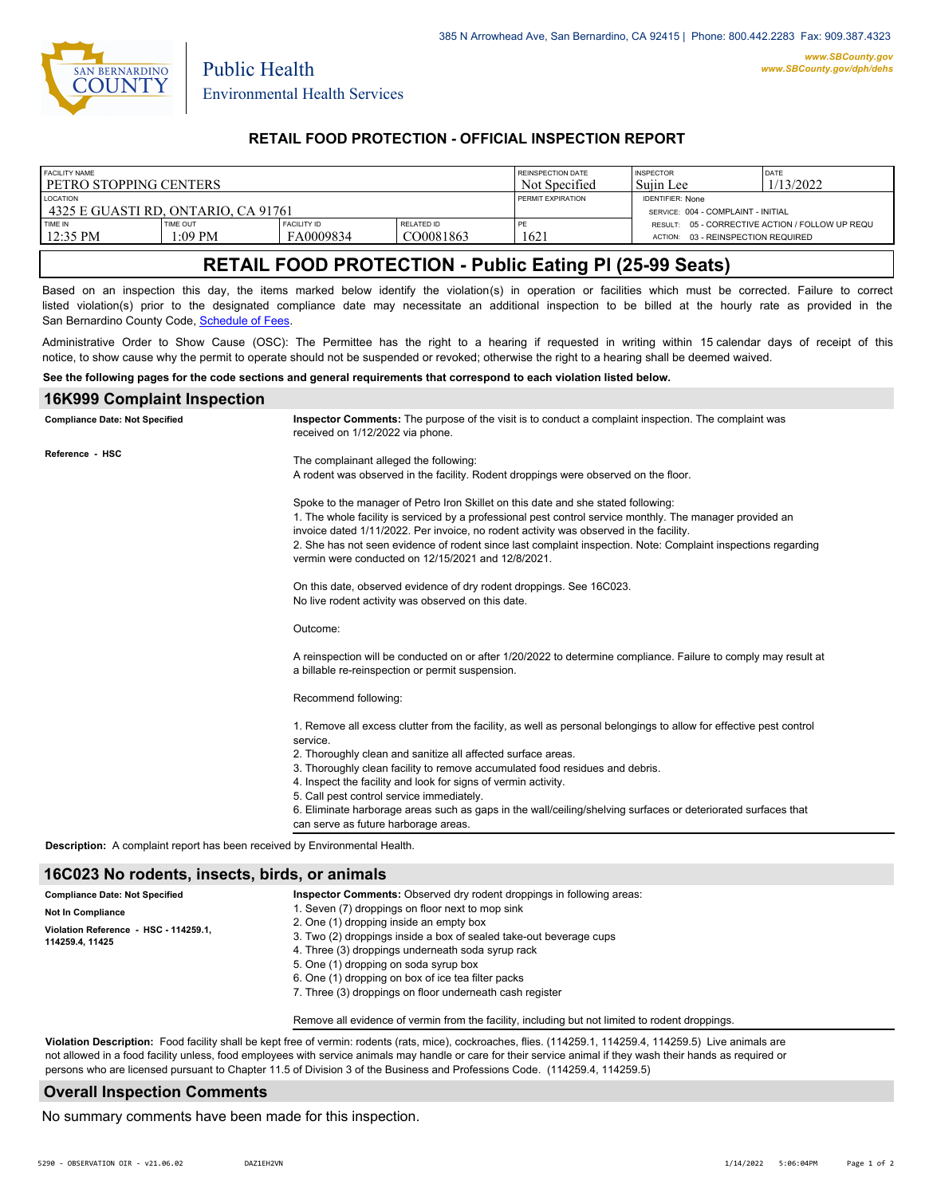385 N Arrowhead Ave, San Bernardino, CA 92415 | Phone: 800.442.2283 Fax: 909.387.4323

www.SBCounty.gov
www.SBCounty.gov/dph/dehs

San Bernardino County
Public Health
Environmental Health Services

## RETAIL FOOD PROTECTION - OFFICIAL INSPECTION REPORT

| FACILITY NAME | | | | REINSPECTION DATE | INSPECTOR | DATE |
|---|---|---|---|---|---|---|
| PETRO STOPPING CENTERS | | | | Not Specified | Sujin Lee | 1/13/2022 |
| LOCATION | | | | PERMIT EXPIRATION | IDENTIFIER: None | |
| 4325 E GUASTI RD, ONTARIO, CA 91761 | | | | | SERVICE: 004 - COMPLAINT - INITIAL | |
| TIME IN | TIME OUT | FACILITY ID | RELATED ID | PE | RESULT: 05 - CORRECTIVE ACTION / FOLLOW UP REQU | |
| 12:35 PM | 1:09 PM | FA0009834 | CO0081863 | 1621 | ACTION: 03 - REINSPECTION REQUIRED | |

# RETAIL FOOD PROTECTION - Public Eating Pl (25-99 Seats)

Based on an inspection this day, the items marked below identify the violation(s) in operation or facilities which must be corrected. Failure to correct listed violation(s) prior to the designated compliance date may necessitate an additional inspection to be billed at the hourly rate as provided in the San Bernardino County Code, Schedule of Fees.

Administrative Order to Show Cause (OSC): The Permittee has the right to a hearing if requested in writing within 15 calendar days of receipt of this notice, to show cause why the permit to operate should not be suspended or revoked; otherwise the right to a hearing shall be deemed waived.

**See the following pages for the code sections and general requirements that correspond to each violation listed below.**

## 16K999 Complaint Inspection

**Compliance Date: Not Specified**

**Reference - HSC**

**Inspector Comments:** The purpose of the visit is to conduct a complaint inspection. The complaint was received on 1/12/2022 via phone.

The complainant alleged the following:
A rodent was observed in the facility. Rodent droppings were observed on the floor.

Spoke to the manager of Petro Iron Skillet on this date and she stated following:
1. The whole facility is serviced by a professional pest control service monthly. The manager provided an invoice dated 1/11/2022. Per invoice, no rodent activity was observed in the facility.
2. She has not seen evidence of rodent since last complaint inspection. Note: Complaint inspections regarding vermin were conducted on 12/15/2021 and 12/8/2021.

On this date, observed evidence of dry rodent droppings. See 16C023.
No live rodent activity was observed on this date.

Outcome:

A reinspection will be conducted on or after 1/20/2022 to determine compliance. Failure to comply may result at a billable re-reinspection or permit suspension.

Recommend following:

1. Remove all excess clutter from the facility, as well as personal belongings to allow for effective pest control service.
2. Thoroughly clean and sanitize all affected surface areas.
3. Thoroughly clean facility to remove accumulated food residues and debris.
4. Inspect the facility and look for signs of vermin activity.
5. Call pest control service immediately.
6. Eliminate harborage areas such as gaps in the wall/ceiling/shelving surfaces or deteriorated surfaces that can serve as future harborage areas.

**Description:** A complaint report has been received by Environmental Health.

## 16C023 No rodents, insects, birds, or animals

**Compliance Date: Not Specified**

**Not In Compliance**

**Violation Reference - HSC - 114259.1, 114259.4, 11425**

**Inspector Comments:** Observed dry rodent droppings in following areas:
1. Seven (7) droppings on floor next to mop sink
2. One (1) dropping inside an empty box
3. Two (2) droppings inside a box of sealed take-out beverage cups
4. Three (3) droppings underneath soda syrup rack
5. One (1) dropping on soda syrup box
6. One (1) dropping on box of ice tea filter packs
7. Three (3) droppings on floor underneath cash register

Remove all evidence of vermin from the facility, including but not limited to rodent droppings.

**Violation Description:** Food facility shall be kept free of vermin: rodents (rats, mice), cockroaches, flies. (114259.1, 114259.4, 114259.5) Live animals are not allowed in a food facility unless, food employees with service animals may handle or care for their service animal if they wash their hands as required or persons who are licensed pursuant to Chapter 11.5 of Division 3 of the Business and Professions Code. (114259.4, 114259.5)

## Overall Inspection Comments

No summary comments have been made for this inspection.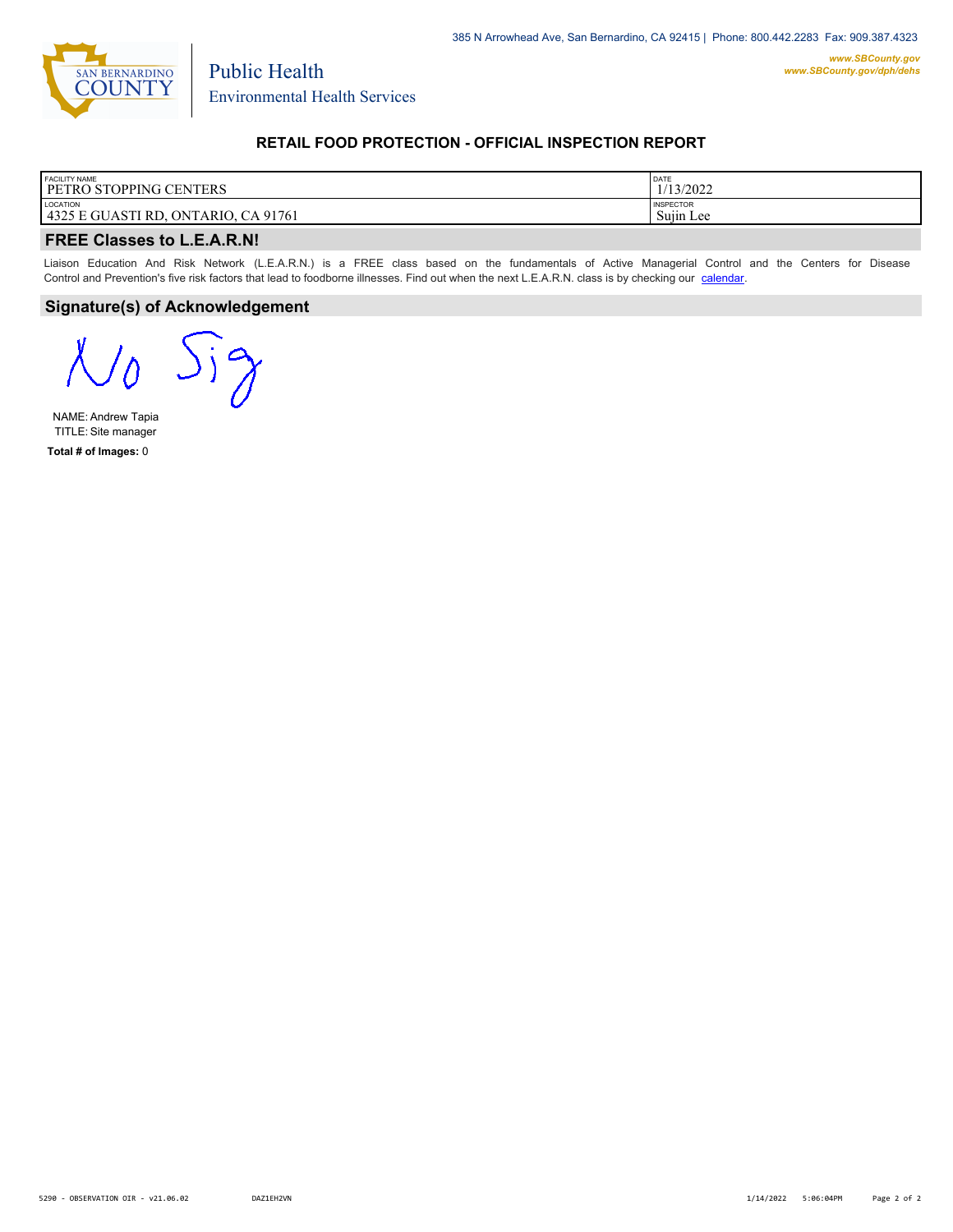385 N Arrowhead Ave, San Bernardino, CA 92415 | Phone: 800.442.2283 Fax: 909.387.4323

www.SBCounty.gov
www.SBCounty.gov/dph/dehs

Public Health
Environmental Health Services

# RETAIL FOOD PROTECTION - OFFICIAL INSPECTION REPORT

| | |
|---|---|
| FACILITY NAME<br>PETRO STOPPING CENTERS | DATE<br>1/13/2022 |
| LOCATION<br>4325 E GUASTI RD, ONTARIO, CA 91761 | INSPECTOR<br>Sujin Lee |

## FREE Classes to L.E.A.R.N!

Liaison Education And Risk Network (L.E.A.R.N.) is a FREE class based on the fundamentals of Active Managerial Control and the Centers for Disease Control and Prevention's five risk factors that lead to foodborne illnesses. Find out when the next L.E.A.R.N. class is by checking our calendar.

## Signature(s) of Acknowledgement

No Sig

NAME: Andrew Tapia
TITLE: Site manager

**Total # of Images:** 0

5290 - OBSERVATION OIR - v21.06.02 DAZ1EH2VN 1/14/2022 5:06:04PM